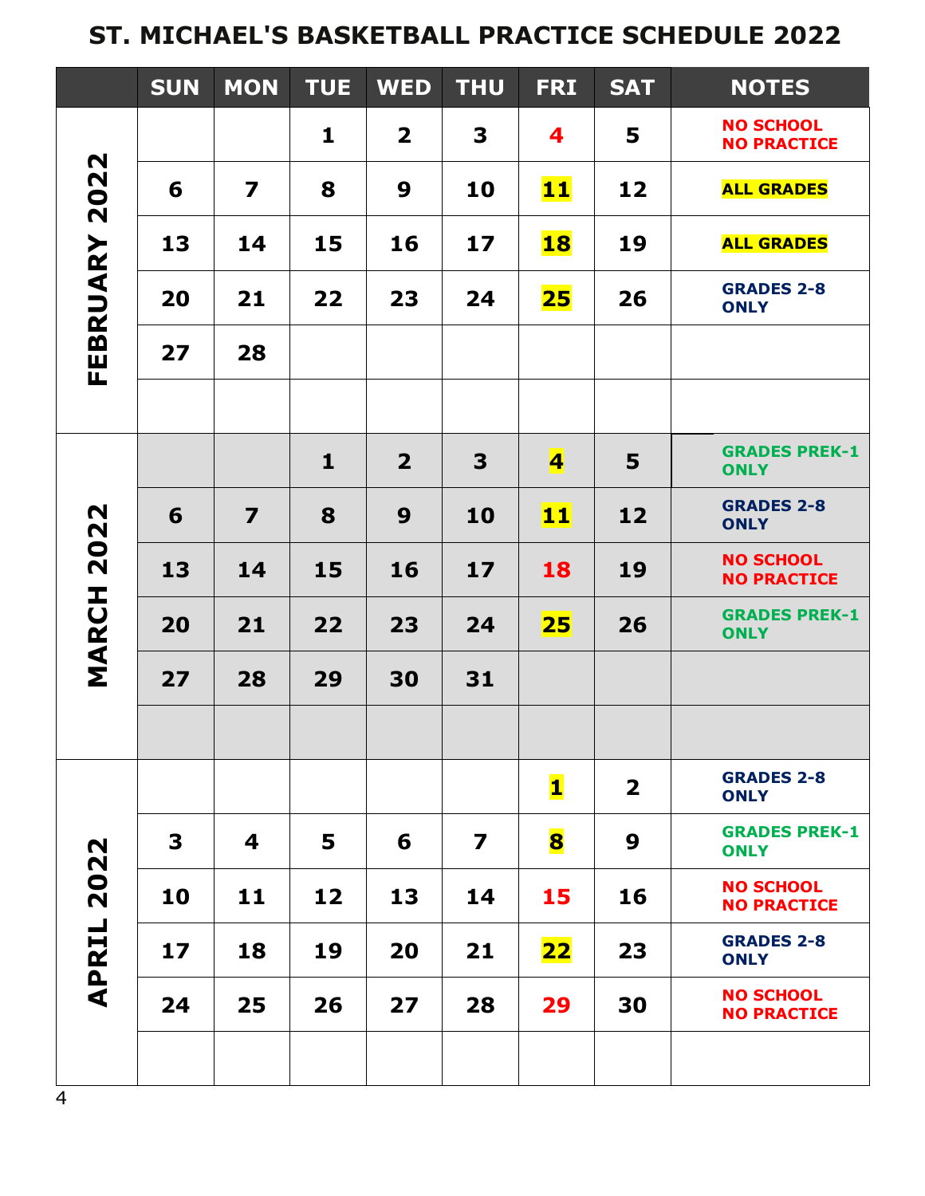# ST. MICHAEL'S BASKETBALL PRACTICE SCHEDULE 2022

| | SUN | MON | TUE | WED | THU | FRI | SAT | NOTES |
|---|---|---|---|---|---|---|---|---|
| FEBRUARY 2022 | | | 1 | 2 | 3 | 4 | 5 | NO SCHOOL NO PRACTICE |
| | 6 | 7 | 8 | 9 | 10 | 11 | 12 | ALL GRADES |
| | 13 | 14 | 15 | 16 | 17 | 18 | 19 | ALL GRADES |
| | 20 | 21 | 22 | 23 | 24 | 25 | 26 | GRADES 2-8 ONLY |
| | 27 | 28 | | | | | | |
| | | | | | | | | |
| MARCH 2022 | | | 1 | 2 | 3 | 4 | 5 | GRADES PREK-1 ONLY |
| | 6 | 7 | 8 | 9 | 10 | 11 | 12 | GRADES 2-8 ONLY |
| | 13 | 14 | 15 | 16 | 17 | 18 | 19 | NO SCHOOL NO PRACTICE |
| | 20 | 21 | 22 | 23 | 24 | 25 | 26 | GRADES PREK-1 ONLY |
| | 27 | 28 | 29 | 30 | 31 | | | |
| | | | | | | | | |
| APRIL 2022 | | | | | | 1 | 2 | GRADES 2-8 ONLY |
| | 3 | 4 | 5 | 6 | 7 | 8 | 9 | GRADES PREK-1 ONLY |
| | 10 | 11 | 12 | 13 | 14 | 15 | 16 | NO SCHOOL NO PRACTICE |
| | 17 | 18 | 19 | 20 | 21 | 22 | 23 | GRADES 2-8 ONLY |
| | 24 | 25 | 26 | 27 | 28 | 29 | 30 | NO SCHOOL NO PRACTICE |
| | | | | | | | | |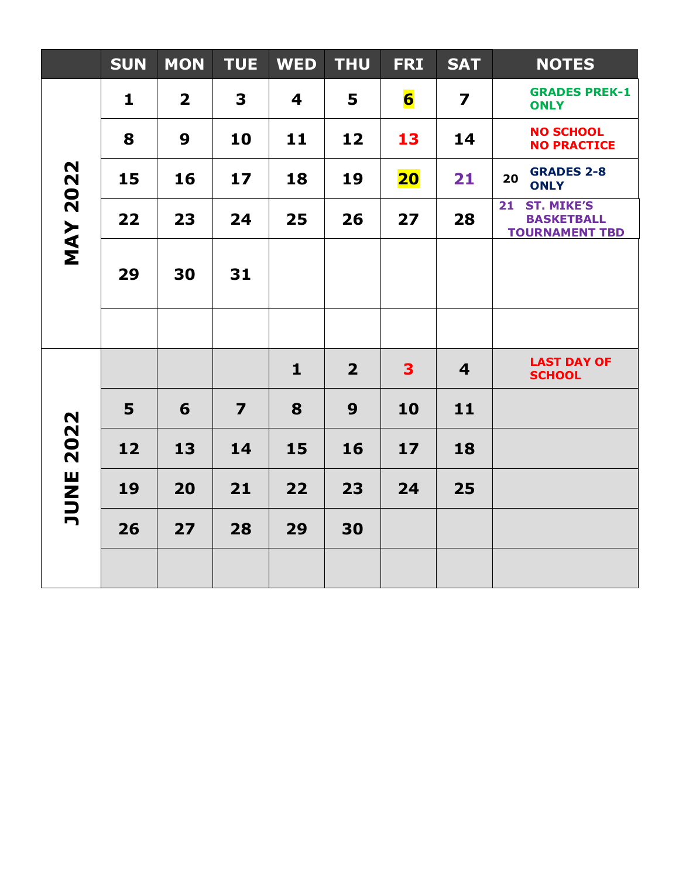| | SUN | MON | TUE | WED | THU | FRI | SAT | NOTES |
|---|---|---|---|---|---|---|---|---|
| MAY 2022 | 1 | 2 | 3 | 4 | 5 | 6 | 7 | GRADES PREK-1 ONLY |
| | 8 | 9 | 10 | 11 | 12 | 13 | 14 | NO SCHOOL NO PRACTICE |
| | 15 | 16 | 17 | 18 | 19 | 20 | 21 | 20 GRADES 2-8 ONLY |
| | 22 | 23 | 24 | 25 | 26 | 27 | 28 | 21 ST. MIKE'S BASKETBALL TOURNAMENT TBD |
| | 29 | 30 | 31 | | | | | |
| | | | | | | | | |
| JUNE 2022 | | | | 1 | 2 | 3 | 4 | LAST DAY OF SCHOOL |
| | 5 | 6 | 7 | 8 | 9 | 10 | 11 | |
| | 12 | 13 | 14 | 15 | 16 | 17 | 18 | |
| | 19 | 20 | 21 | 22 | 23 | 24 | 25 | |
| | 26 | 27 | 28 | 29 | 30 | | | |
| | | | | | | | | |